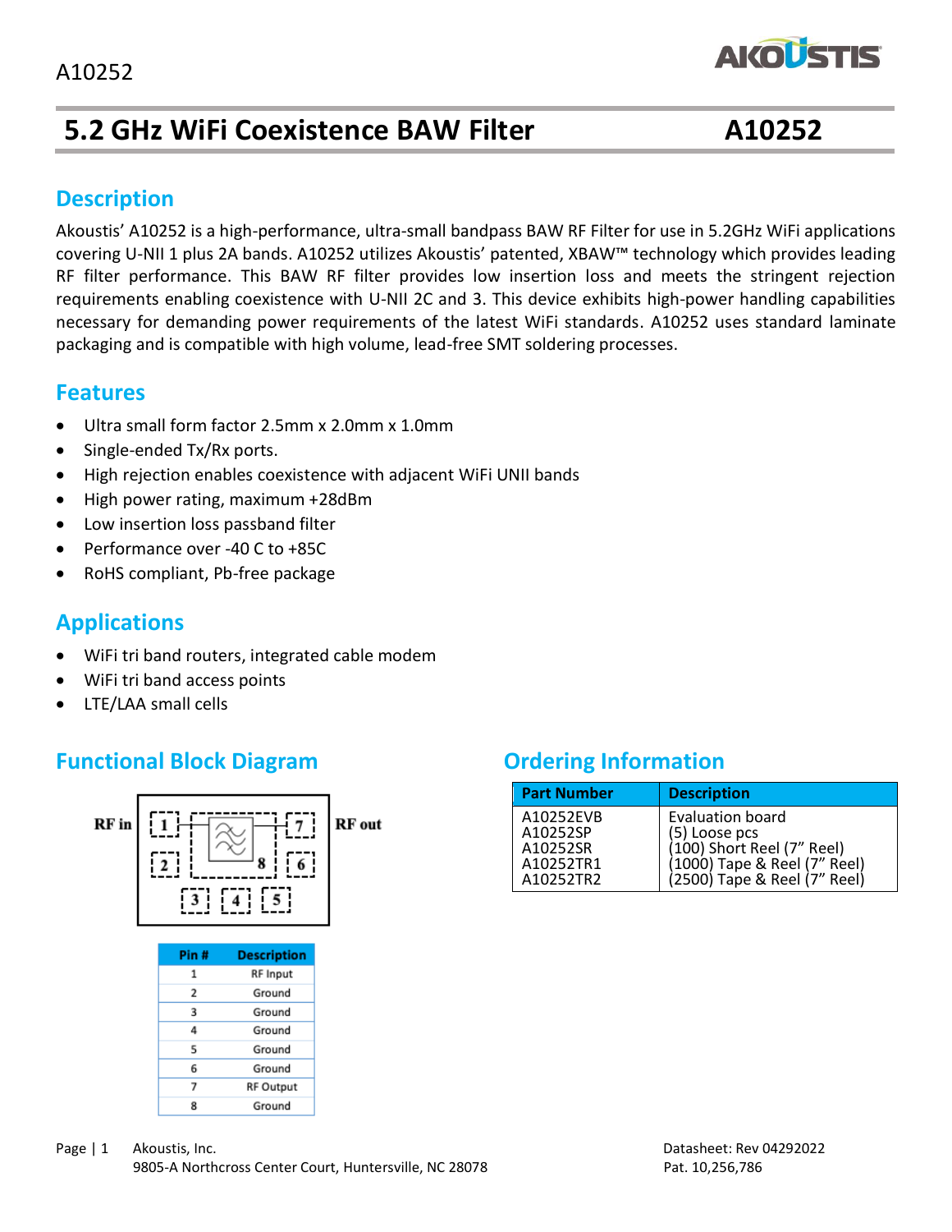# 5.2 GHz WiFi Coexistence BAW Filter A10252

## Description

Akoustis' A10252 is a high-performance, ultra-small bandpass BAW RF Filter for use in 5.2GHz WiFi applications covering U-NII 1 plus 2A bands. A10252 utilizes Akoustis' patented, XBAW™ technology which provides leading RF filter performance. This BAW RF filter provides low insertion loss and meets the stringent rejection requirements enabling coexistence with U-NII 2C and 3. This device exhibits high-power handling capabilities necessary for demanding power requirements of the latest WiFi standards. A10252 uses standard laminate packaging and is compatible with high volume, lead-free SMT soldering processes.

## Features

- Ultra small form factor 2.5mm x 2.0mm x 1.0mm
- Single-ended Tx/Rx ports.
- High rejection enables coexistence with adjacent WiFi UNII bands
- High power rating, maximum +28dBm
- Low insertion loss passband filter
- Performance over -40 C to +85C
- RoHS compliant, Pb-free package

## Applications

- WiFi tri band routers, integrated cable modem
- WiFi tri band access points
- LTE/LAA small cells

## Functional Block Diagram

RF in | RF out

| Pin # | Description |
|---|---|
| 1 | RF Input |
| 2 | Ground |
| 3 | Ground |
| 4 | Ground |
| 5 | Ground |
| 6 | Ground |
| 7 | RF Output |
| 8 | Ground |

## Ordering Information

| Part Number | Description |
|---|---|
| A10252EVB | Evaluation board |
| A10252SP | (5) Loose pcs |
| A10252SR | (100) Short Reel (7" Reel) |
| A10252TR1 | (1000) Tape & Reel (7" Reel) |
| A10252TR2 | (2500) Tape & Reel (7" Reel) |

Akoustis, Inc.
9805-A Northcross Center Court, Huntersville, NC 28078

Datasheet: Rev 04292022
Pat. 10,256,786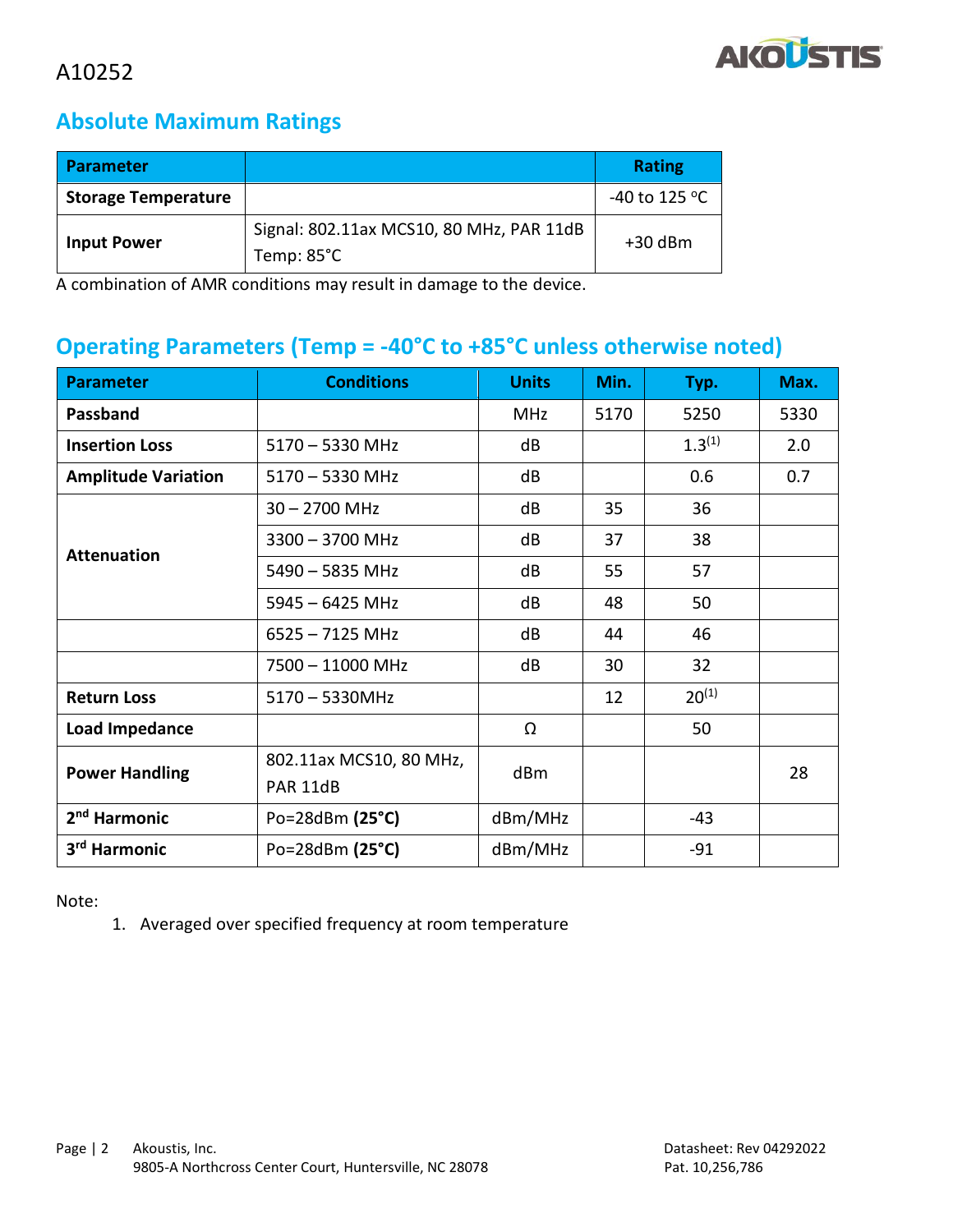A10252

## Absolute Maximum Ratings

| Parameter | | Rating |
|---|---|---|
| **Storage Temperature** | | -40 to 125 °C |
| **Input Power** | Signal: 802.11ax MCS10, 80 MHz, PAR 11dB<br>Temp: 85°C | +30 dBm |

A combination of AMR conditions may result in damage to the device.

## Operating Parameters (Temp = -40°C to +85°C unless otherwise noted)

| Parameter | Conditions | Units | Min. | Typ. | Max. |
|---|---|---|---|---|---|
| **Passband** | | MHz | 5170 | 5250 | 5330 |
| **Insertion Loss** | 5170 – 5330 MHz | dB | | 1.3[1] | 2.0 |
| **Amplitude Variation** | 5170 – 5330 MHz | dB | | 0.6 | 0.7 |
| **Attenuation** | 30 – 2700 MHz | dB | 35 | 36 | |
| | 3300 – 3700 MHz | dB | 37 | 38 | |
| | 5490 – 5835 MHz | dB | 55 | 57 | |
| | 5945 – 6425 MHz | dB | 48 | 50 | |
| | 6525 – 7125 MHz | dB | 44 | 46 | |
| | 7500 – 11000 MHz | dB | 30 | 32 | |
| **Return Loss** | 5170 – 5330MHz | | 12 | 20[1] | |
| **Load Impedance** | | Ω | | 50 | |
| **Power Handling** | 802.11ax MCS10, 80 MHz, PAR 11dB | dBm | | | 28 |
| **2nd Harmonic** | Po=28dBm **(25°C)** | dBm/MHz | | -43 | |
| **3rd Harmonic** | Po=28dBm **(25°C)** | dBm/MHz | | -91 | |

Note:

1. Averaged over specified frequency at room temperature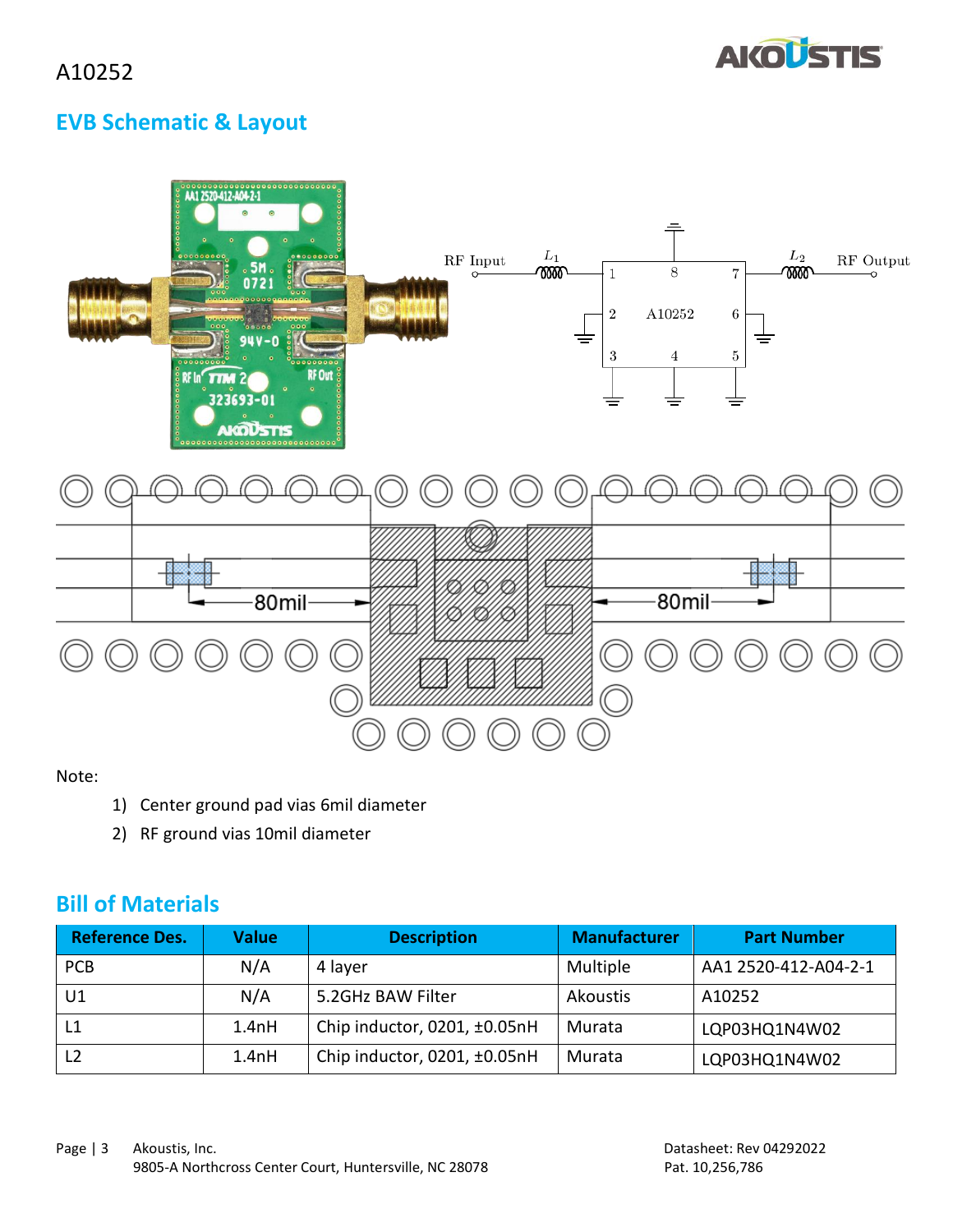## EVB Schematic & Layout

Note:

1) Center ground pad vias 6mil diameter
2) RF ground vias 10mil diameter

## Bill of Materials

| Reference Des. | Value | Description | Manufacturer | Part Number |
|---|---|---|---|---|
| PCB | N/A | 4 layer | Multiple | AA1 2520-412-A04-2-1 |
| U1 | N/A | 5.2GHz BAW Filter | Akoustis | A10252 |
| L1 | 1.4nH | Chip inductor, 0201, ±0.05nH | Murata | LQP03HQ1N4W02 |
| L2 | 1.4nH | Chip inductor, 0201, ±0.05nH | Murata | LQP03HQ1N4W02 |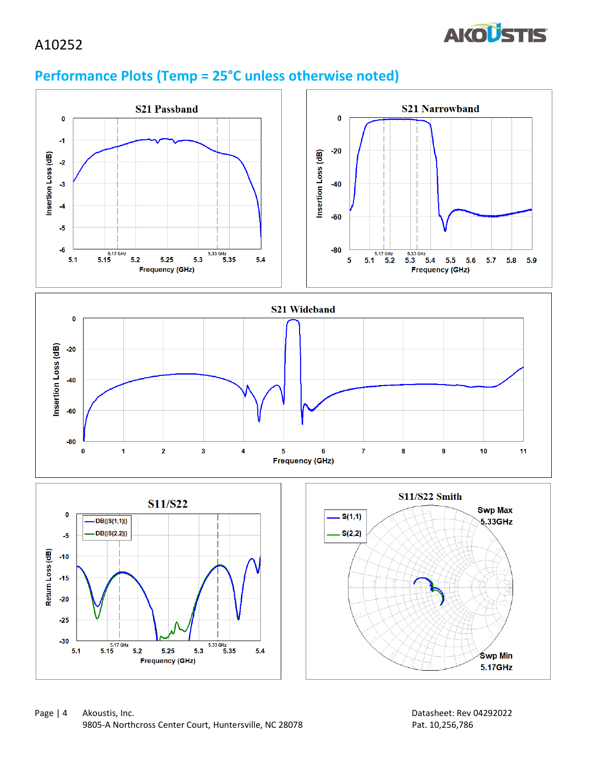## Performance Plots (Temp = 25°C unless otherwise noted)

S21 Passband

S21 Narrowband

S21 Wideband

S11/S22

S11/S22 Smith

Swp Max 5.33GHz

Swp Min 5.17GHz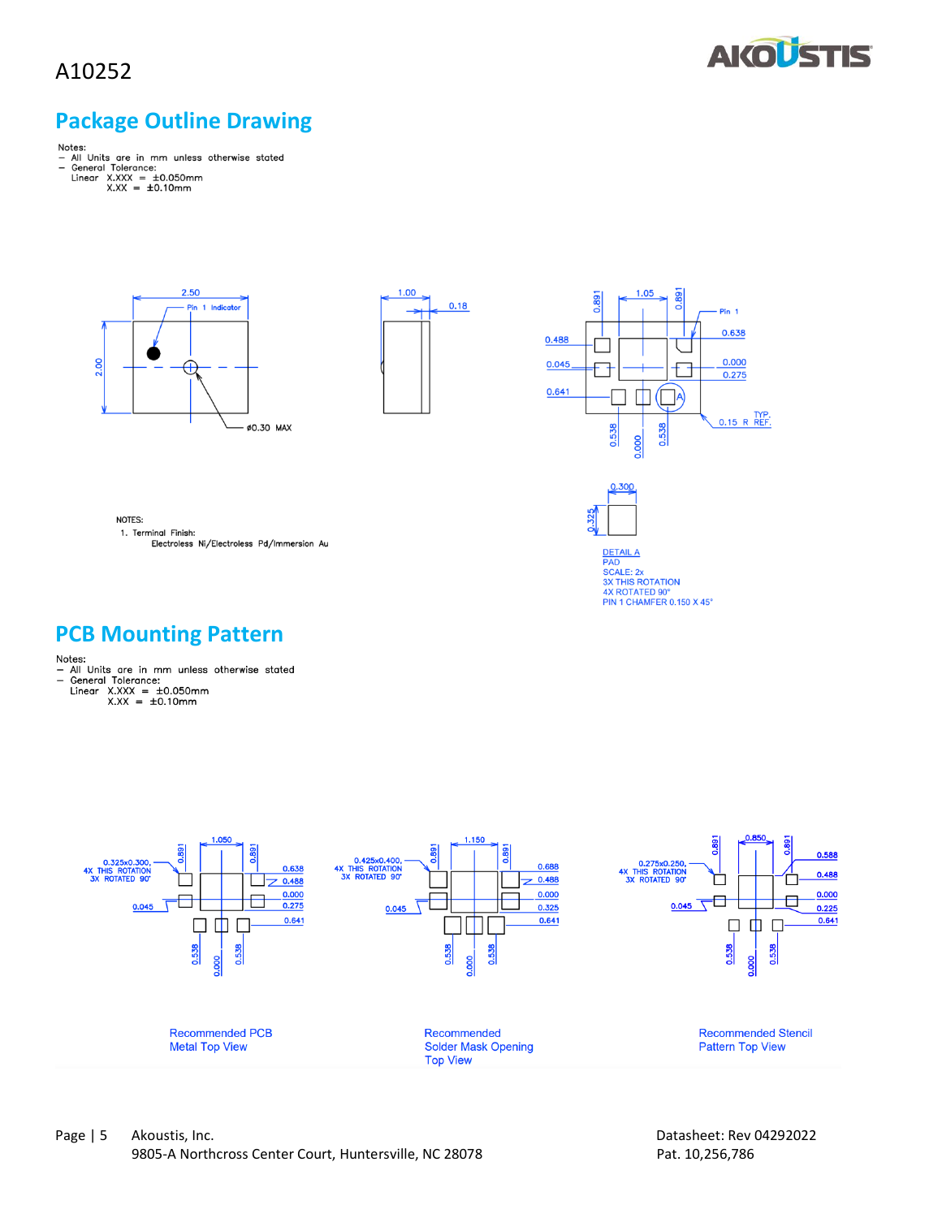## Package Outline Drawing

Notes:
- All Units are in mm unless otherwise stated
- General Tolerance:
  Linear X.XXX = ±0.050mm
  X.XX = ±0.10mm

NOTES:
1. Terminal Finish:
   Electroless Ni/Electroless Pd/Immersion Au

DETAIL A
PAD
SCALE: 2x
3X THIS ROTATION
4X ROTATED 90°
PIN 1 CHAMFER 0.150 X 45°

## PCB Mounting Pattern

Notes:
- All Units are in mm unless otherwise stated
- General Tolerance:
  Linear X.XXX = ±0.050mm
  X.XX = ±0.10mm

Recommended PCB Metal Top View

Recommended Solder Mask Opening Top View

Recommended Stencil Pattern Top View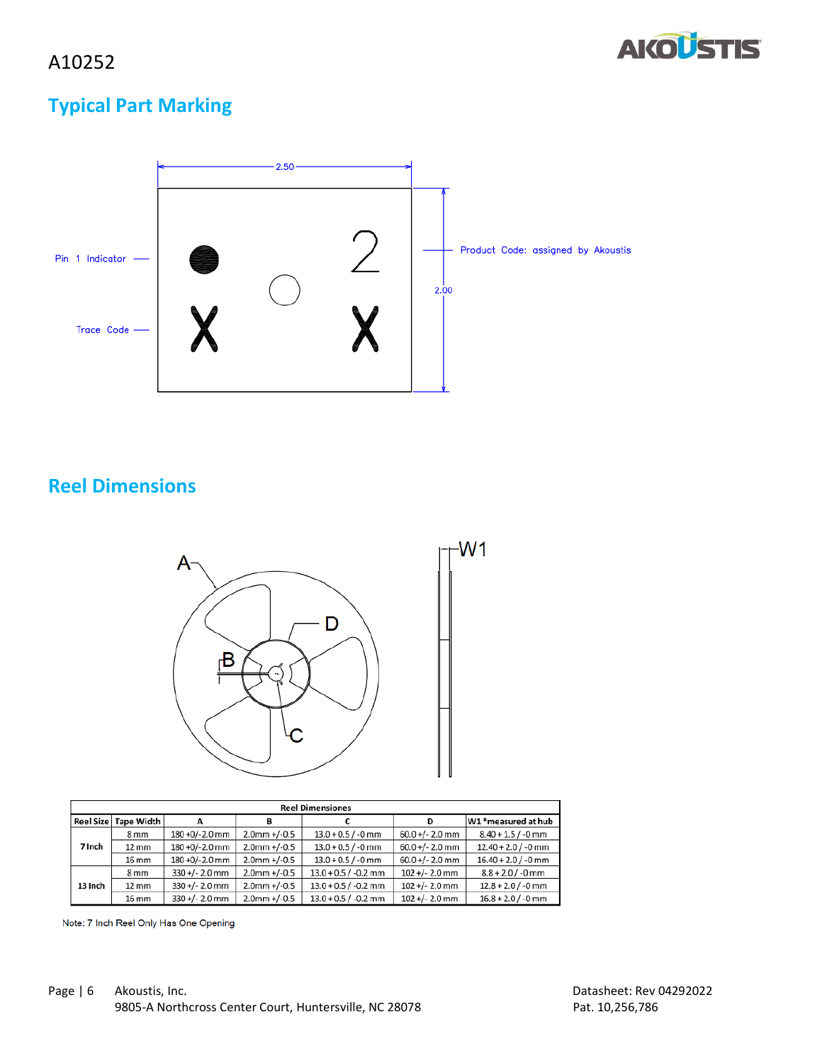A10252

## Typical Part Marking

2.50

2.00

Pin 1 Indicator

Trace Code

Product Code: assigned by Akoustis

## Reel Dimensions

| Reel Dimensiones | | | | | | |
|---|---|---|---|---|---|---|
| Reel Size | Tape Width | A | B | C | D | W1 *measured at hub |
| 7 Inch | 8 mm | 180 +0/-2.0 mm | 2.0mm +/-0.5 | 13.0 + 0.5 / -0 mm | 60.0 +/- 2.0 mm | 8.40 + 1.5 / -0 mm |
| | 12 mm | 180 +0/-2.0 mm | 2.0mm +/-0.5 | 13.0 + 0.5 / -0 mm | 60.0 +/- 2.0 mm | 12.40 + 2.0 / -0 mm |
| | 16 mm | 180 +0/-2.0 mm | 2.0mm +/-0.5 | 13.0 + 0.5 / -0 mm | 60.0 +/- 2.0 mm | 16.40 + 2.0 / -0 mm |
| 13 Inch | 8 mm | 330 +/- 2.0 mm | 2.0mm +/-0.5 | 13.0 + 0.5 / -0.2 mm | 102 +/- 2.0 mm | 8.8 + 2.0 / -0 mm |
| | 12 mm | 330 +/- 2.0 mm | 2.0mm +/-0.5 | 13.0 + 0.5 / -0.2 mm | 102 +/- 2.0 mm | 12.8 + 2.0 / -0 mm |
| | 16 mm | 330 +/- 2.0 mm | 2.0mm +/-0.5 | 13.0 + 0.5 / -0.2 mm | 102 +/- 2.0 mm | 16.8 + 2.0 / -0 mm |

Note: 7 Inch Reel Only Has One Opening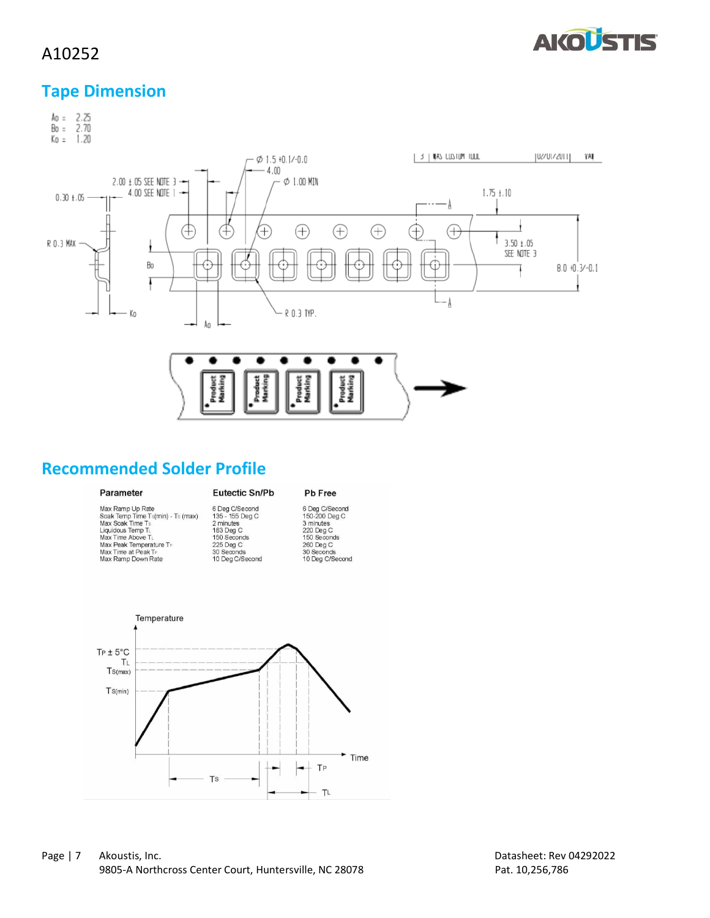## Tape Dimension

Ao = 2.25
Bo = 2.70
Ko = 1.20

## Recommended Solder Profile

| Parameter | Eutectic Sn/Pb | Pb Free |
|---|---|---|
| Max Ramp Up Rate | 6 Deg C/Second | 6 Deg C/Second |
| Soak Temp Time $T_{S}$(min) - $T_{S}$ (max) | 135 - 155 Deg C | 150-200 Deg C |
| Max Soak Time $T_{S}$ | 2 minutes | 3 minutes |
| Liquidous Temp $T_{L}$ | 183 Deg C | 220 Deg C |
| Max Time Above $T_{L}$ | 150 Seconds | 150 Seconds |
| Max Peak Temperature $T_{P}$ | 225 Deg C | 260 Deg C |
| Max Time at Peak $T_{P}$ | 30 Seconds | 30 Seconds |
| Max Ramp Down Rate | 10 Deg C/Second | 10 Deg C/Second |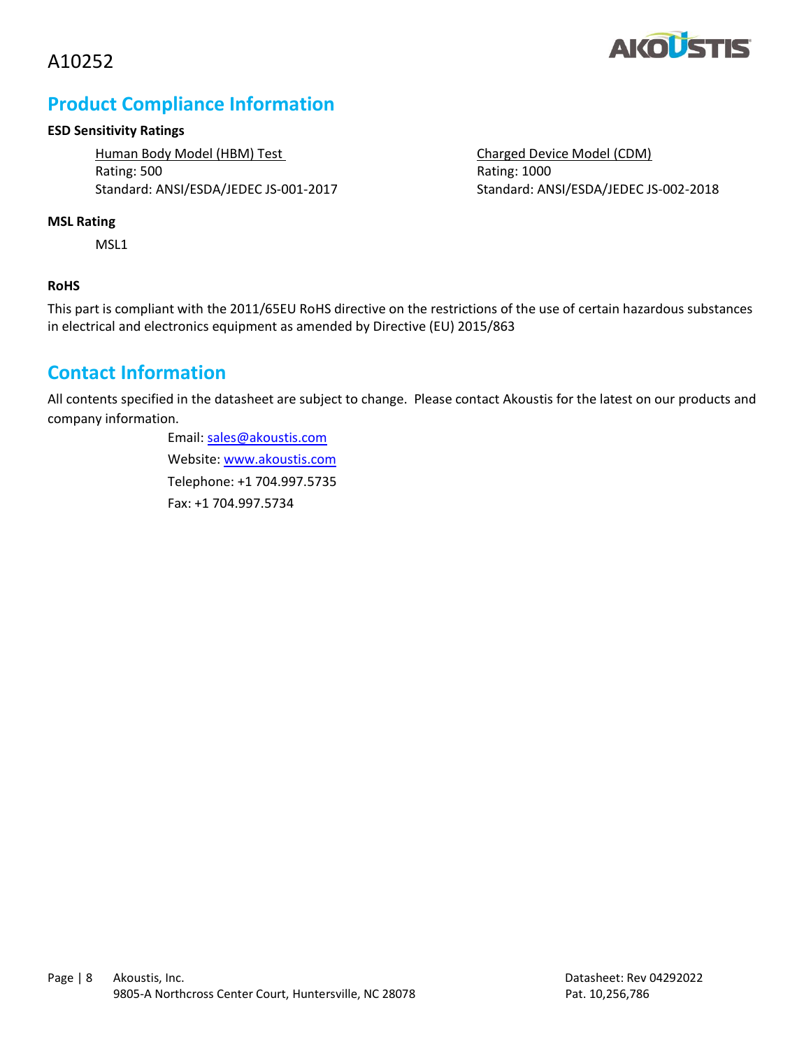## Product Compliance Information

**ESD Sensitivity Ratings**

Human Body Model (HBM) Test
Rating: 500
Standard: ANSI/ESDA/JEDEC JS-001-2017

Charged Device Model (CDM)
Rating: 1000
Standard: ANSI/ESDA/JEDEC JS-002-2018

**MSL Rating**

MSL1

**RoHS**

This part is compliant with the 2011/65EU RoHS directive on the restrictions of the use of certain hazardous substances in electrical and electronics equipment as amended by Directive (EU) 2015/863

## Contact Information

All contents specified in the datasheet are subject to change. Please contact Akoustis for the latest on our products and company information.

Email: sales@akoustis.com
Website: www.akoustis.com
Telephone: +1 704.997.5735
Fax: +1 704.997.5734